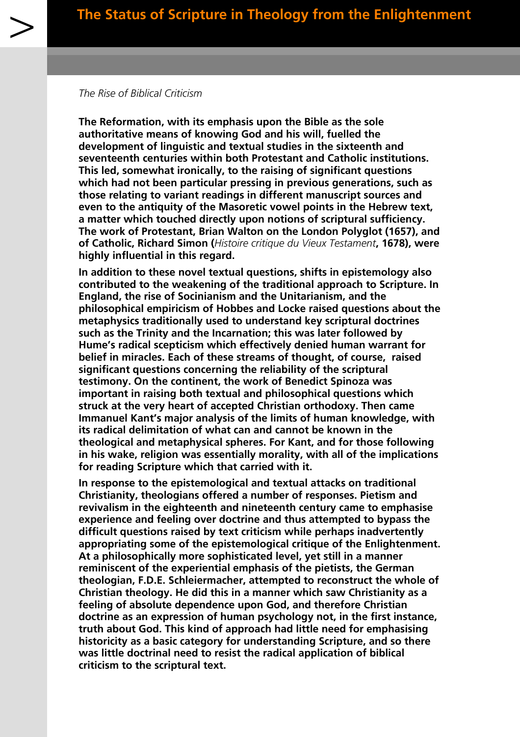# The Status of Scripture in Theology from the Enlightenment

*The Rise of Biblical Criticism*

**The Reformation, with its emphasis upon the Bible as the sole authoritative means of knowing God and his will, fuelled the development of linguistic and textual studies in the sixteenth and seventeenth centuries within both Protestant and Catholic institutions. This led, somewhat ironically, to the raising of significant questions which had not been particular pressing in previous generations, such as those relating to variant readings in different manuscript sources and even to the antiquity of the Masoretic vowel points in the Hebrew text, a matter which touched directly upon notions of scriptural sufficiency. The work of Protestant, Brian Walton on the London Polyglot (1657), and of Catholic, Richard Simon (***Histoire critique du Vieux Testament***, 1678), were highly influential in this regard.**

**In addition to these novel textual questions, shifts in epistemology also contributed to the weakening of the traditional approach to Scripture. In England, the rise of Socinianism and the Unitarianism, and the philosophical empiricism of Hobbes and Locke raised questions about the metaphysics traditionally used to understand key scriptural doctrines such as the Trinity and the Incarnation; this was later followed by Hume's radical scepticism which effectively denied human warrant for belief in miracles. Each of these streams of thought, of course, raised significant questions concerning the reliability of the scriptural testimony. On the continent, the work of Benedict Spinoza was important in raising both textual and philosophical questions which struck at the very heart of accepted Christian orthodoxy. Then came Immanuel Kant's major analysis of the limits of human knowledge, with its radical delimitation of what can and cannot be known in the theological and metaphysical spheres. For Kant, and for those following in his wake, religion was essentially morality, with all of the implications for reading Scripture which that carried with it.**

**In response to the epistemological and textual attacks on traditional Christianity, theologians offered a number of responses. Pietism and revivalism in the eighteenth and nineteenth century came to emphasise experience and feeling over doctrine and thus attempted to bypass the difficult questions raised by text criticism while perhaps inadvertently appropriating some of the epistemological critique of the Enlightenment. At a philosophically more sophisticated level, yet still in a manner reminiscent of the experiential emphasis of the pietists, the German theologian, F.D.E. Schleiermacher, attempted to reconstruct the whole of Christian theology. He did this in a manner which saw Christianity as a feeling of absolute dependence upon God, and therefore Christian doctrine as an expression of human psychology not, in the first instance, truth about God. This kind of approach had little need for emphasising historicity as a basic category for understanding Scripture, and so there was little doctrinal need to resist the radical application of biblical criticism to the scriptural text.**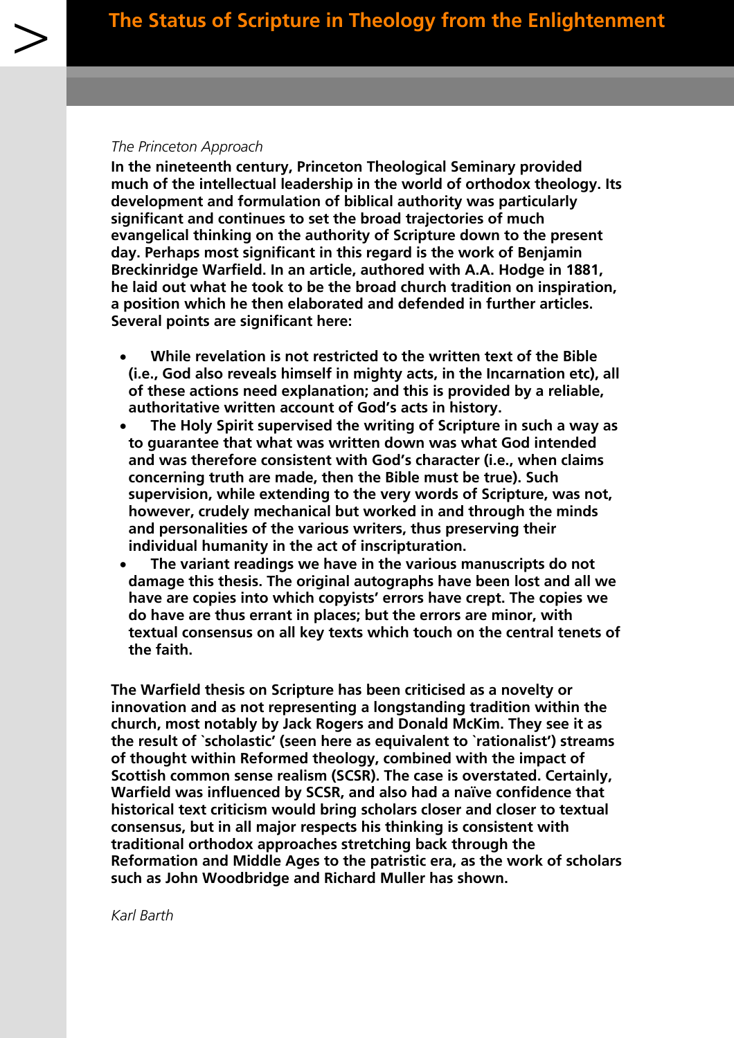*The Princeton Approach*

**In the nineteenth century, Princeton Theological Seminary provided much of the intellectual leadership in the world of orthodox theology. Its development and formulation of biblical authority was particularly significant and continues to set the broad trajectories of much evangelical thinking on the authority of Scripture down to the present day. Perhaps most significant in this regard is the work of Benjamin Breckinridge Warfield. In an article, authored with A.A. Hodge in 1881, he laid out what he took to be the broad church tradition on inspiration, a position which he then elaborated and defended in further articles. Several points are significant here:**

- **While revelation is not restricted to the written text of the Bible (i.e., God also reveals himself in mighty acts, in the Incarnation etc), all of these actions need explanation; and this is provided by a reliable, authoritative written account of God's acts in history.**
- **The Holy Spirit supervised the writing of Scripture in such a way as to guarantee that what was written down was what God intended and was therefore consistent with God's character (i.e., when claims concerning truth are made, then the Bible must be true). Such supervision, while extending to the very words of Scripture, was not, however, crudely mechanical but worked in and through the minds and personalities of the various writers, thus preserving their individual humanity in the act of inscripturation.**
- **The variant readings we have in the various manuscripts do not damage this thesis. The original autographs have been lost and all we have are copies into which copyists' errors have crept. The copies we do have are thus errant in places; but the errors are minor, with textual consensus on all key texts which touch on the central tenets of the faith.**

**The Warfield thesis on Scripture has been criticised as a novelty or innovation and as not representing a longstanding tradition within the church, most notably by Jack Rogers and Donald McKim. They see it as the result of `scholastic' (seen here as equivalent to `rationalist') streams of thought within Reformed theology, combined with the impact of Scottish common sense realism (SCSR). The case is overstated. Certainly, Warfield was influenced by SCSR, and also had a naïve confidence that historical text criticism would bring scholars closer and closer to textual consensus, but in all major respects his thinking is consistent with traditional orthodox approaches stretching back through the Reformation and Middle Ages to the patristic era, as the work of scholars such as John Woodbridge and Richard Muller has shown.**

*Karl Barth*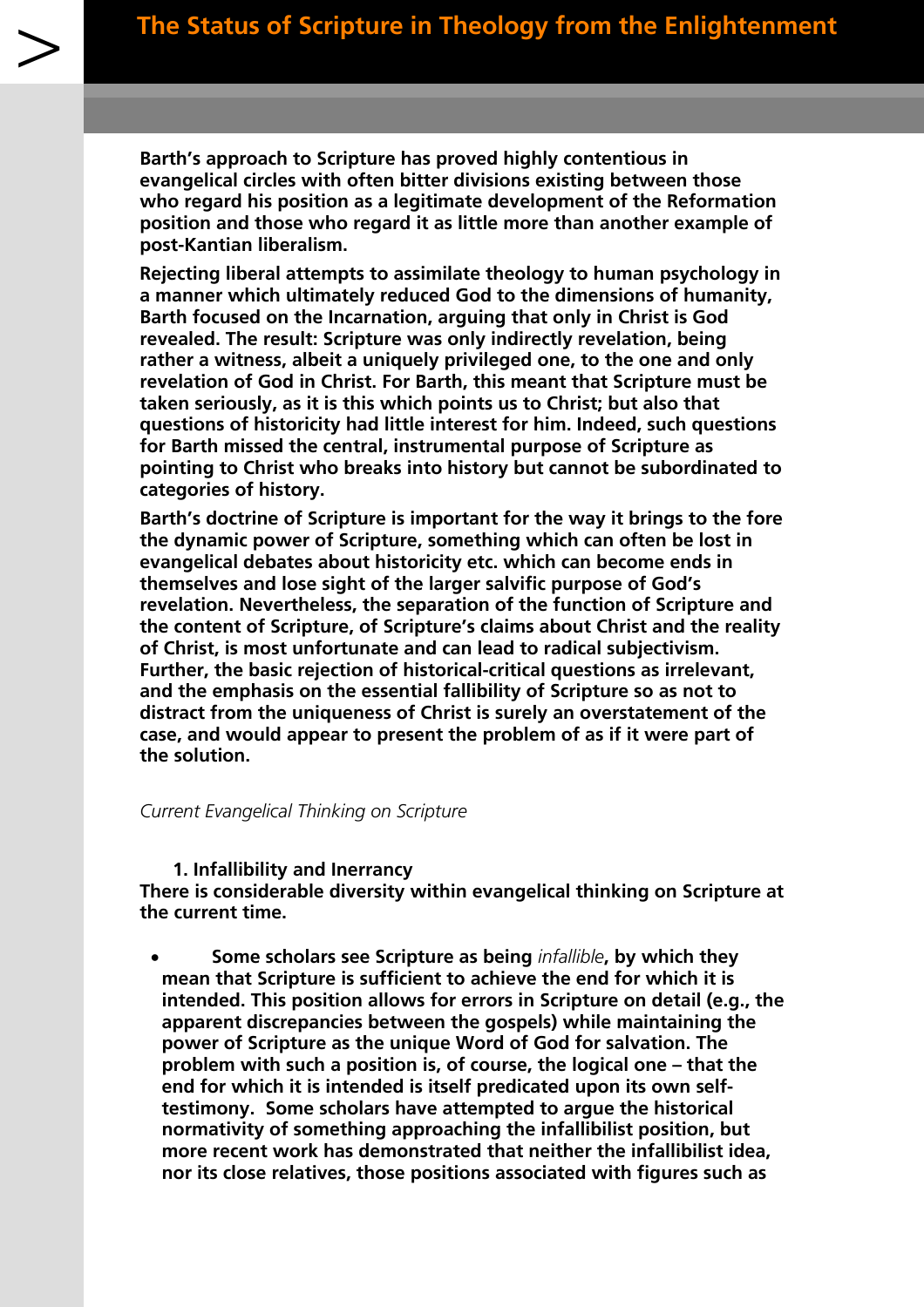Barth's approach to Scripture has proved highly contentious in evangelical circles with often bitter divisions existing between those who regard his position as a legitimate development of the Reformation position and those who regard it as little more than another example of post-Kantian liberalism.

Rejecting liberal attempts to assimilate theology to human psychology in a manner which ultimately reduced God to the dimensions of humanity, Barth focused on the Incarnation, arguing that only in Christ is God revealed. The result: Scripture was only indirectly revelation, being rather a witness, albeit a uniquely privileged one, to the one and only revelation of God in Christ. For Barth, this meant that Scripture must be taken seriously, as it is this which points us to Christ; but also that questions of historicity had little interest for him. Indeed, such questions for Barth missed the central, instrumental purpose of Scripture as pointing to Christ who breaks into history but cannot be subordinated to categories of history.

Barth's doctrine of Scripture is important for the way it brings to the fore the dynamic power of Scripture, something which can often be lost in evangelical debates about historicity etc. which can become ends in themselves and lose sight of the larger salvific purpose of God's revelation. Nevertheless, the separation of the function of Scripture and the content of Scripture, of Scripture's claims about Christ and the reality of Christ, is most unfortunate and can lead to radical subjectivism. Further, the basic rejection of historical-critical questions as irrelevant, and the emphasis on the essential fallibility of Scripture so as not to distract from the uniqueness of Christ is surely an overstatement of the case, and would appear to present the problem of as if it were part of the solution.

*Current Evangelical Thinking on Scripture*

1. **Infallibility and Inerrancy**

There is considerable diversity within evangelical thinking on Scripture at the current time.

- Some scholars see Scripture as being *infallible*, by which they mean that Scripture is sufficient to achieve the end for which it is intended. This position allows for errors in Scripture on detail (e.g., the apparent discrepancies between the gospels) while maintaining the power of Scripture as the unique Word of God for salvation. The problem with such a position is, of course, the logical one – that the end for which it is intended is itself predicated upon its own self-testimony. Some scholars have attempted to argue the historical normativity of something approaching the infallibilist position, but more recent work has demonstrated that neither the infallibilist idea, nor its close relatives, those positions associated with figures such as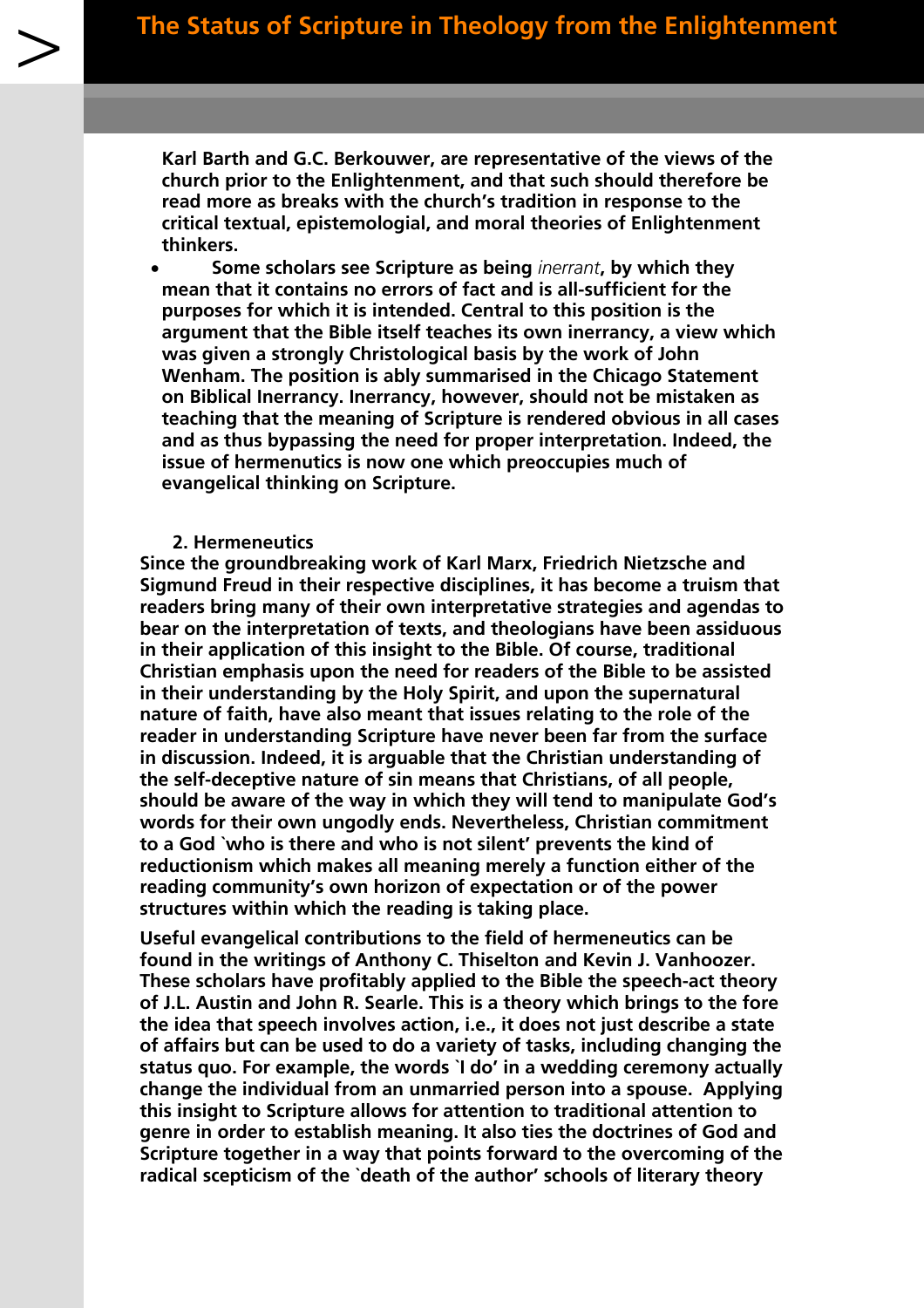Karl Barth and G.C. Berkouwer, are representative of the views of the church prior to the Enlightenment, and that such should therefore be read more as breaks with the church's tradition in response to the critical textual, epistemologial, and moral theories of Enlightenment thinkers.

- Some scholars see Scripture as being *inerrant*, by which they mean that it contains no errors of fact and is all-sufficient for the purposes for which it is intended. Central to this position is the argument that the Bible itself teaches its own inerrancy, a view which was given a strongly Christological basis by the work of John Wenham. The position is ably summarised in the Chicago Statement on Biblical Inerrancy. Inerrancy, however, should not be mistaken as teaching that the meaning of Scripture is rendered obvious in all cases and as thus bypassing the need for proper interpretation. Indeed, the issue of hermenutics is now one which preoccupies much of evangelical thinking on Scripture.

### 2. Hermeneutics

Since the groundbreaking work of Karl Marx, Friedrich Nietzsche and Sigmund Freud in their respective disciplines, it has become a truism that readers bring many of their own interpretative strategies and agendas to bear on the interpretation of texts, and theologians have been assiduous in their application of this insight to the Bible. Of course, traditional Christian emphasis upon the need for readers of the Bible to be assisted in their understanding by the Holy Spirit, and upon the supernatural nature of faith, have also meant that issues relating to the role of the reader in understanding Scripture have never been far from the surface in discussion. Indeed, it is arguable that the Christian understanding of the self-deceptive nature of sin means that Christians, of all people, should be aware of the way in which they will tend to manipulate God's words for their own ungodly ends. Nevertheless, Christian commitment to a God `who is there and who is not silent' prevents the kind of reductionism which makes all meaning merely a function either of the reading community's own horizon of expectation or of the power structures within which the reading is taking place.

Useful evangelical contributions to the field of hermeneutics can be found in the writings of Anthony C. Thiselton and Kevin J. Vanhoozer. These scholars have profitably applied to the Bible the speech-act theory of J.L. Austin and John R. Searle. This is a theory which brings to the fore the idea that speech involves action, i.e., it does not just describe a state of affairs but can be used to do a variety of tasks, including changing the status quo. For example, the words `I do' in a wedding ceremony actually change the individual from an unmarried person into a spouse. Applying this insight to Scripture allows for attention to traditional attention to genre in order to establish meaning. It also ties the doctrines of God and Scripture together in a way that points forward to the overcoming of the radical scepticism of the `death of the author' schools of literary theory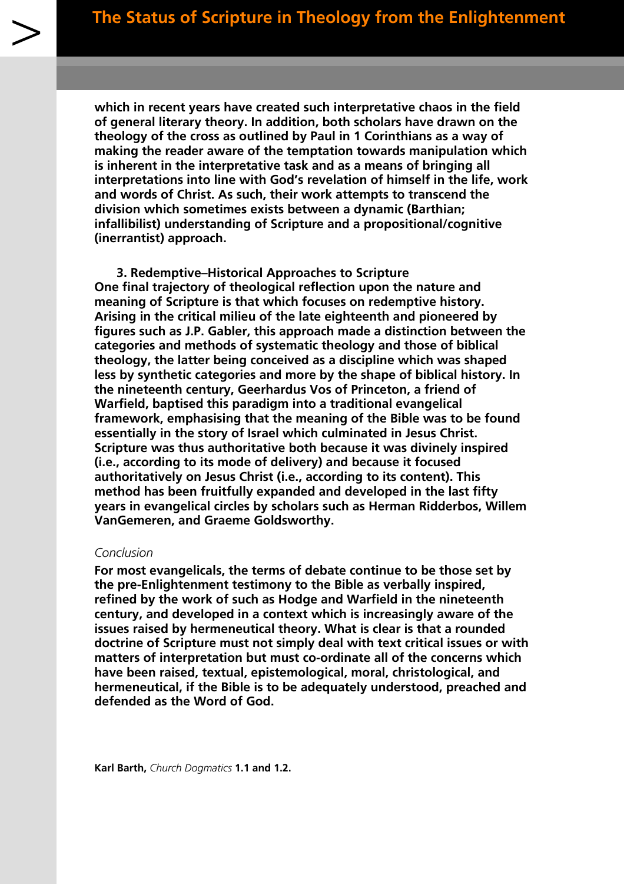which in recent years have created such interpretative chaos in the field of general literary theory. In addition, both scholars have drawn on the theology of the cross as outlined by Paul in 1 Corinthians as a way of making the reader aware of the temptation towards manipulation which is inherent in the interpretative task and as a means of bringing all interpretations into line with God's revelation of himself in the life, work and words of Christ. As such, their work attempts to transcend the division which sometimes exists between a dynamic (Barthian; infallibilist) understanding of Scripture and a propositional/cognitive (inerrantist) approach.

### 3. Redemptive–Historical Approaches to Scripture

One final trajectory of theological reflection upon the nature and meaning of Scripture is that which focuses on redemptive history. Arising in the critical milieu of the late eighteenth and pioneered by figures such as J.P. Gabler, this approach made a distinction between the categories and methods of systematic theology and those of biblical theology, the latter being conceived as a discipline which was shaped less by synthetic categories and more by the shape of biblical history. In the nineteenth century, Geerhardus Vos of Princeton, a friend of Warfield, baptised this paradigm into a traditional evangelical framework, emphasising that the meaning of the Bible was to be found essentially in the story of Israel which culminated in Jesus Christ. Scripture was thus authoritative both because it was divinely inspired (i.e., according to its mode of delivery) and because it focused authoritatively on Jesus Christ (i.e., according to its content). This method has been fruitfully expanded and developed in the last fifty years in evangelical circles by scholars such as Herman Ridderbos, Willem VanGemeren, and Graeme Goldsworthy.

## *Conclusion*

For most evangelicals, the terms of debate continue to be those set by the pre-Enlightenment testimony to the Bible as verbally inspired, refined by the work of such as Hodge and Warfield in the nineteenth century, and developed in a context which is increasingly aware of the issues raised by hermeneutical theory. What is clear is that a rounded doctrine of Scripture must not simply deal with text critical issues or with matters of interpretation but must co-ordinate all of the concerns which have been raised, textual, epistemological, moral, christological, and hermeneutical, if the Bible is to be adequately understood, preached and defended as the Word of God.

**Karl Barth,** *Church Dogmatics* **1.1 and 1.2.**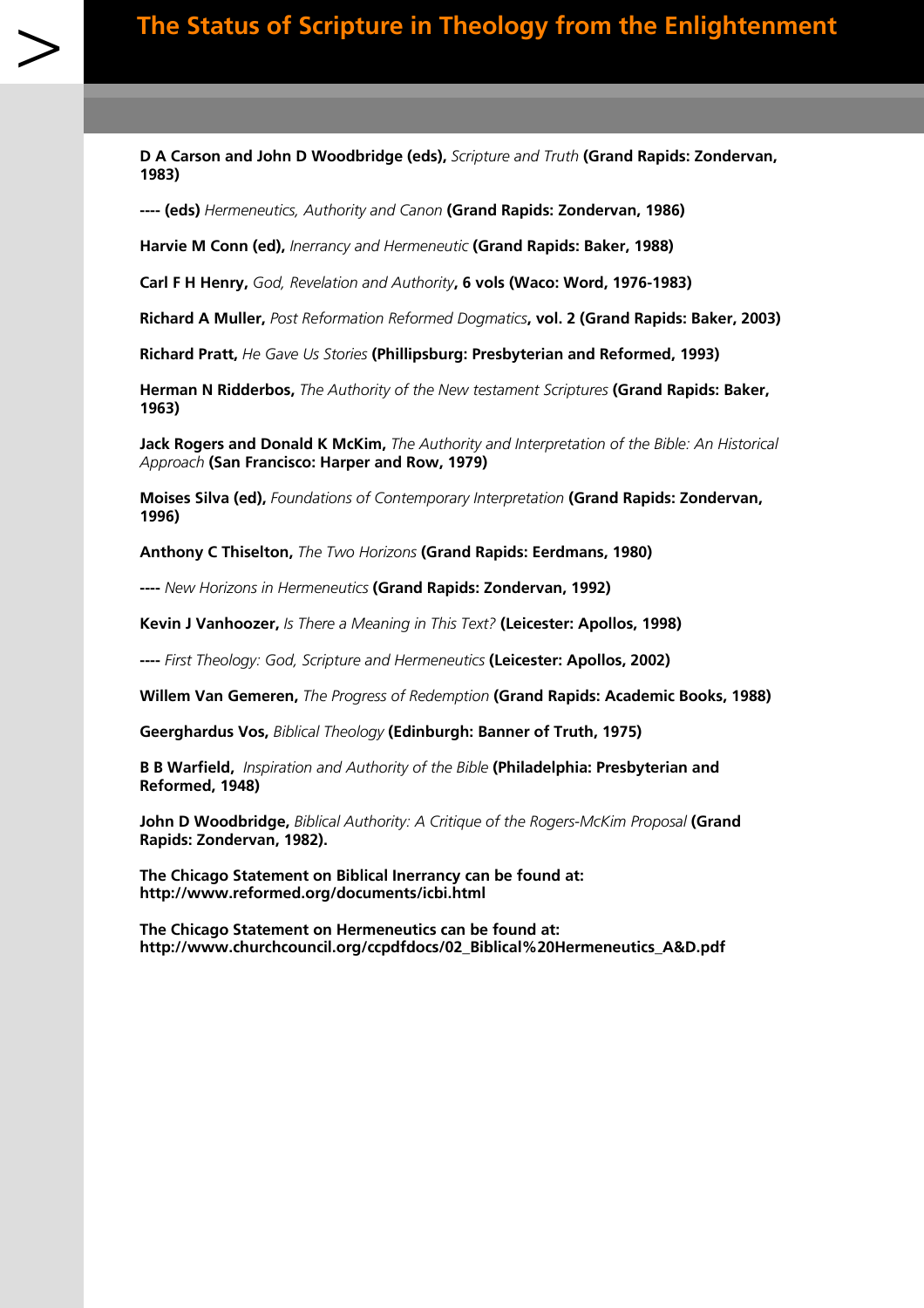**D A Carson and John D Woodbridge (eds),** *Scripture and Truth* **(Grand Rapids: Zondervan, 1983)**

**---- (eds)** *Hermeneutics, Authority and Canon* **(Grand Rapids: Zondervan, 1986)**

**Harvie M Conn (ed),** *Inerrancy and Hermeneutic* **(Grand Rapids: Baker, 1988)**

**Carl F H Henry,** *God, Revelation and Authority***, 6 vols (Waco: Word, 1976-1983)**

**Richard A Muller,** *Post Reformation Reformed Dogmatics***, vol. 2 (Grand Rapids: Baker, 2003)**

**Richard Pratt,** *He Gave Us Stories* **(Phillipsburg: Presbyterian and Reformed, 1993)**

**Herman N Ridderbos,** *The Authority of the New testament Scriptures* **(Grand Rapids: Baker, 1963)**

**Jack Rogers and Donald K McKim,** *The Authority and Interpretation of the Bible: An Historical Approach* **(San Francisco: Harper and Row, 1979)**

**Moises Silva (ed),** *Foundations of Contemporary Interpretation* **(Grand Rapids: Zondervan, 1996)**

**Anthony C Thiselton,** *The Two Horizons* **(Grand Rapids: Eerdmans, 1980)**

**----** *New Horizons in Hermeneutics* **(Grand Rapids: Zondervan, 1992)**

**Kevin J Vanhoozer,** *Is There a Meaning in This Text?* **(Leicester: Apollos, 1998)**

**----** *First Theology: God, Scripture and Hermeneutics* **(Leicester: Apollos, 2002)**

**Willem Van Gemeren,** *The Progress of Redemption* **(Grand Rapids: Academic Books, 1988)**

**Geerghardus Vos,** *Biblical Theology* **(Edinburgh: Banner of Truth, 1975)**

**B B Warfield,** *Inspiration and Authority of the Bible* **(Philadelphia: Presbyterian and Reformed, 1948)**

**John D Woodbridge,** *Biblical Authority: A Critique of the Rogers-McKim Proposal* **(Grand Rapids: Zondervan, 1982).**

**The Chicago Statement on Biblical Inerrancy can be found at: http://www.reformed.org/documents/icbi.html**

**The Chicago Statement on Hermeneutics can be found at: http://www.churchcouncil.org/ccpdfdocs/02_Biblical%20Hermeneutics_A&D.pdf**